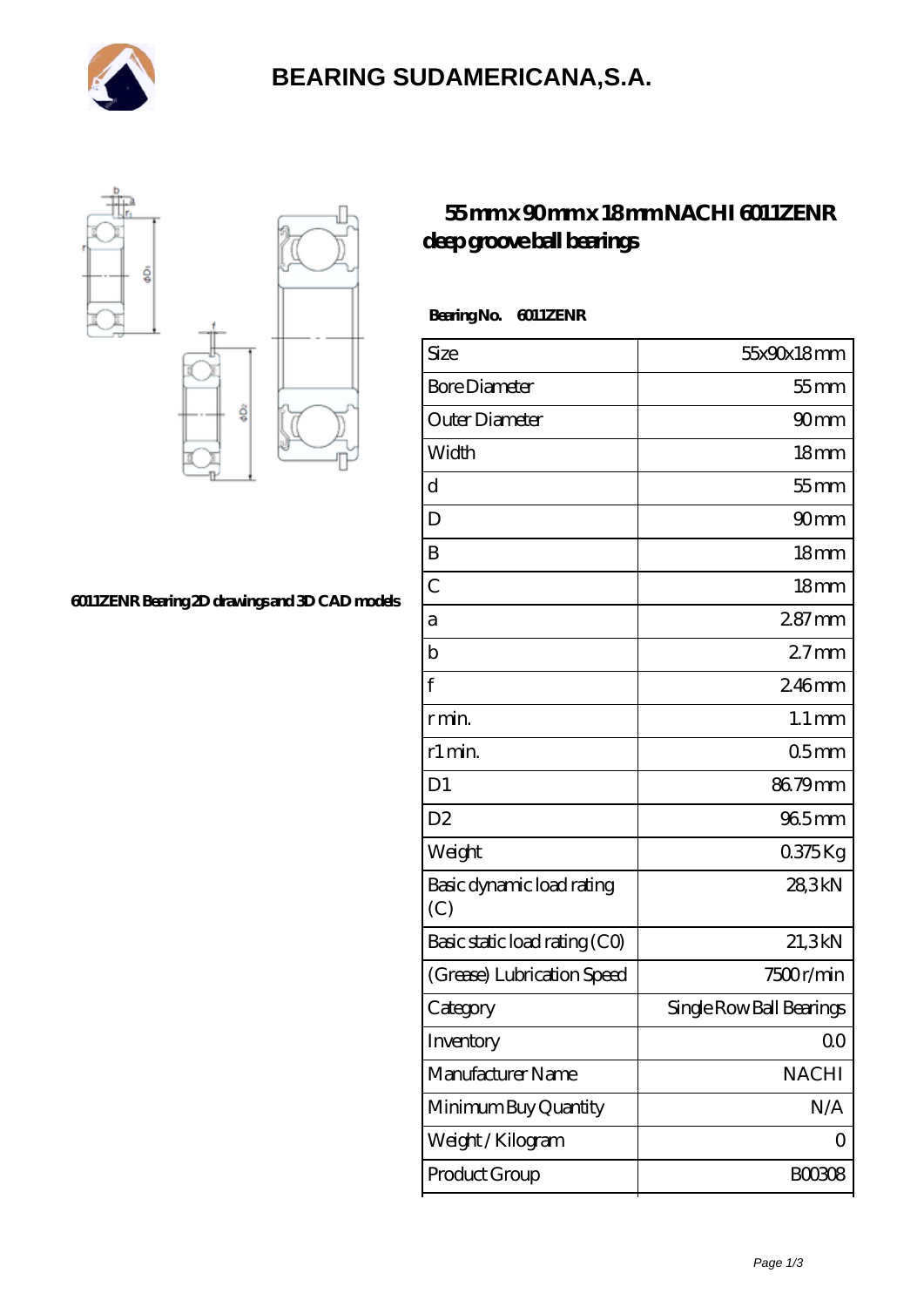# BEARING SUDAMERICANA,S.A.

## 55 mm x 90 mm x 18 mm NACHI 6011ZENR deep groove ball bearings

6011ZENR Bearing 2D drawings and 3D CAD models

**Bearing No.** 6011ZENR

| Size | 55x90x18 mm |
|---|---|
| Bore Diameter | 55 mm |
| Outer Diameter | 90 mm |
| Width | 18 mm |
| d | 55 mm |
| D | 90 mm |
| B | 18 mm |
| C | 18 mm |
| a | 2.87 mm |
| b | 2.7 mm |
| f | 2.46 mm |
| r min. | 1.1 mm |
| r1 min. | 0.5 mm |
| D1 | 86.79 mm |
| D2 | 96.5 mm |
| Weight | 0.375 Kg |
| Basic dynamic load rating (C) | 28,3 kN |
| Basic static load rating (C0) | 21,3 kN |
| (Grease) Lubrication Speed | 7500 r/min |
| Category | Single Row Ball Bearings |
| Inventory | 0.0 |
| Manufacturer Name | NACHI |
| Minimum Buy Quantity | N/A |
| Weight / Kilogram | 0 |
| Product Group | B00308 |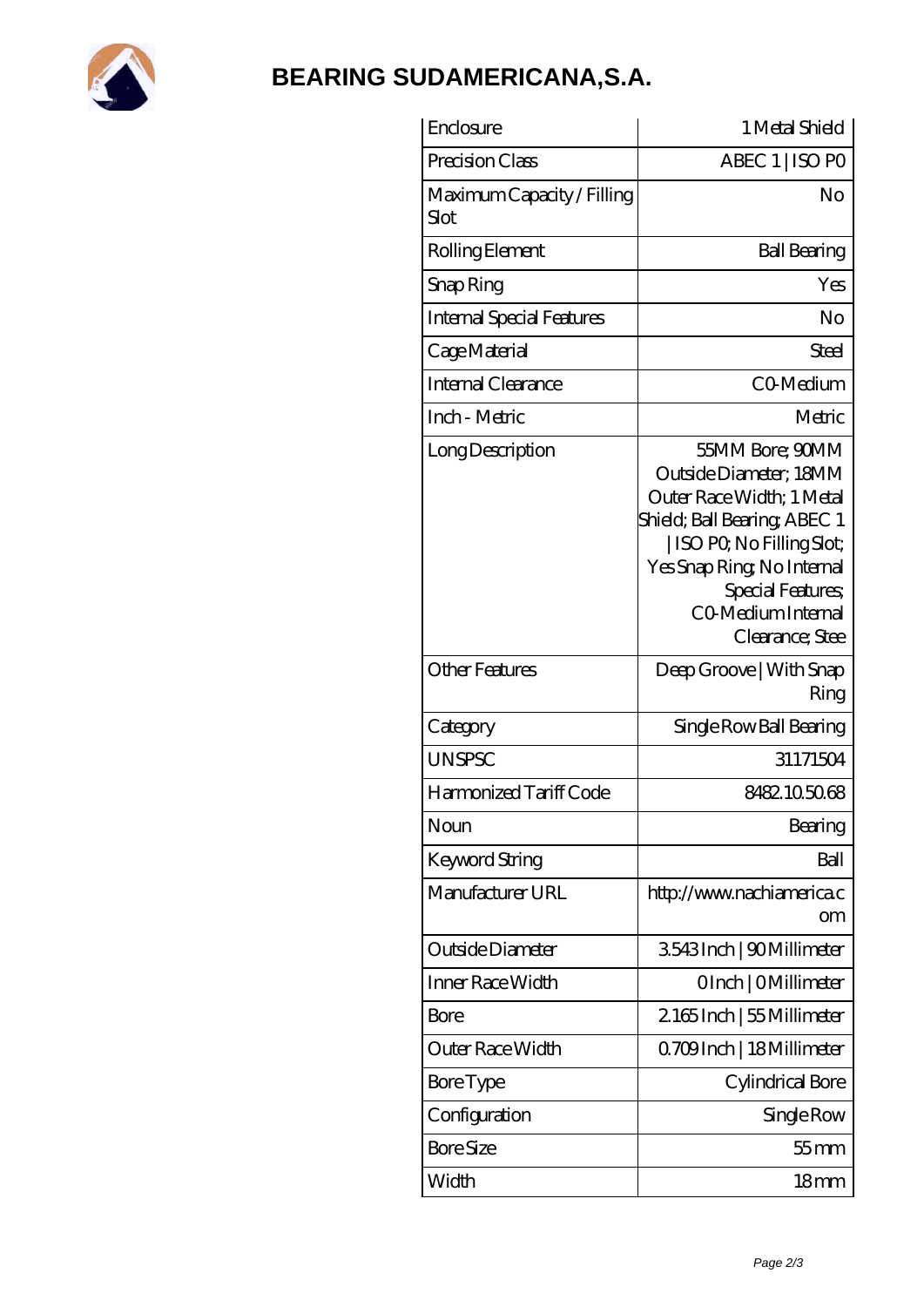# BEARING SUDAMERICANA,S.A.

| Enclosure | 1 Metal Shield |
|---|---|
| Precision Class | ABEC 1 \| ISO P0 |
| Maximum Capacity / Filling Slot | No |
| Rolling Element | Ball Bearing |
| Snap Ring | Yes |
| Internal Special Features | No |
| Cage Material | Steel |
| Internal Clearance | C0-Medium |
| Inch - Metric | Metric |
| Long Description | 55MM Bore; 90MM Outside Diameter; 18MM Outer Race Width; 1 Metal Shield; Ball Bearing; ABEC 1 \| ISO P0; No Filling Slot; Yes Snap Ring; No Internal Special Features; C0-Medium Internal Clearance; Stee |
| Other Features | Deep Groove \| With Snap Ring |
| Category | Single Row Ball Bearing |
| UNSPSC | 31171504 |
| Harmonized Tariff Code | 8482.10.50.68 |
| Noun | Bearing |
| Keyword String | Ball |
| Manufacturer URL | http://www.nachiamerica.com |
| Outside Diameter | 3.543 Inch \| 90 Millimeter |
| Inner Race Width | 0 Inch \| 0 Millimeter |
| Bore | 2.165 Inch \| 55 Millimeter |
| Outer Race Width | 0.709 Inch \| 18 Millimeter |
| Bore Type | Cylindrical Bore |
| Configuration | Single Row |
| Bore Size | 55 mm |
| Width | 18 mm |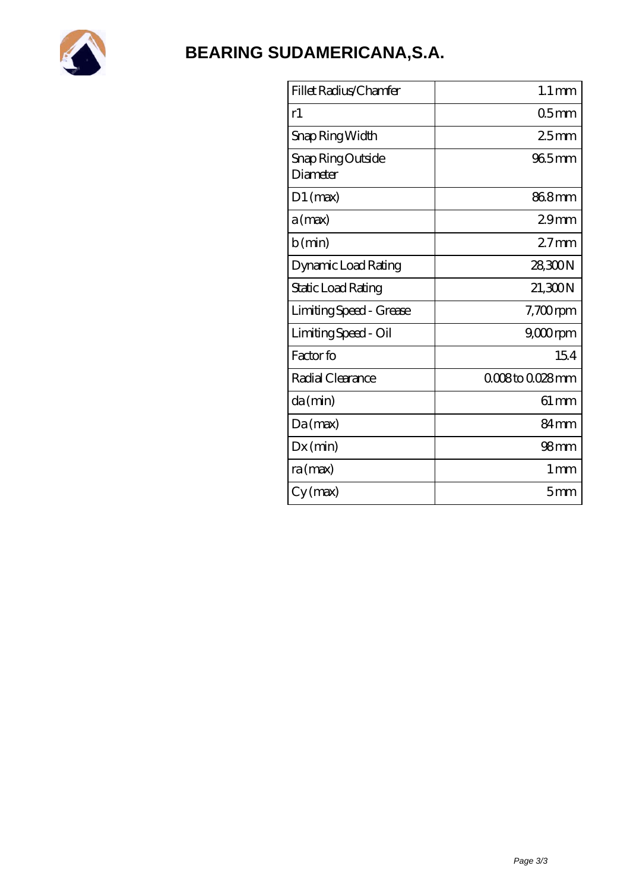# BEARING SUDAMERICANA,S.A.

| | |
|---|---|
| Fillet Radius/Chamfer | 1.1 mm |
| r1 | 0.5 mm |
| Snap Ring Width | 2.5 mm |
| Snap Ring Outside Diameter | 96.5 mm |
| D1 (max) | 86.8 mm |
| a (max) | 2.9 mm |
| b (min) | 2.7 mm |
| Dynamic Load Rating | 28,300 N |
| Static Load Rating | 21,300 N |
| Limiting Speed - Grease | 7,700 rpm |
| Limiting Speed - Oil | 9,000 rpm |
| Factor fo | 15.4 |
| Radial Clearance | 0.008 to 0.028 mm |
| da (min) | 61 mm |
| Da (max) | 84 mm |
| Dx (min) | 98 mm |
| ra (max) | 1 mm |
| Cy (max) | 5 mm |